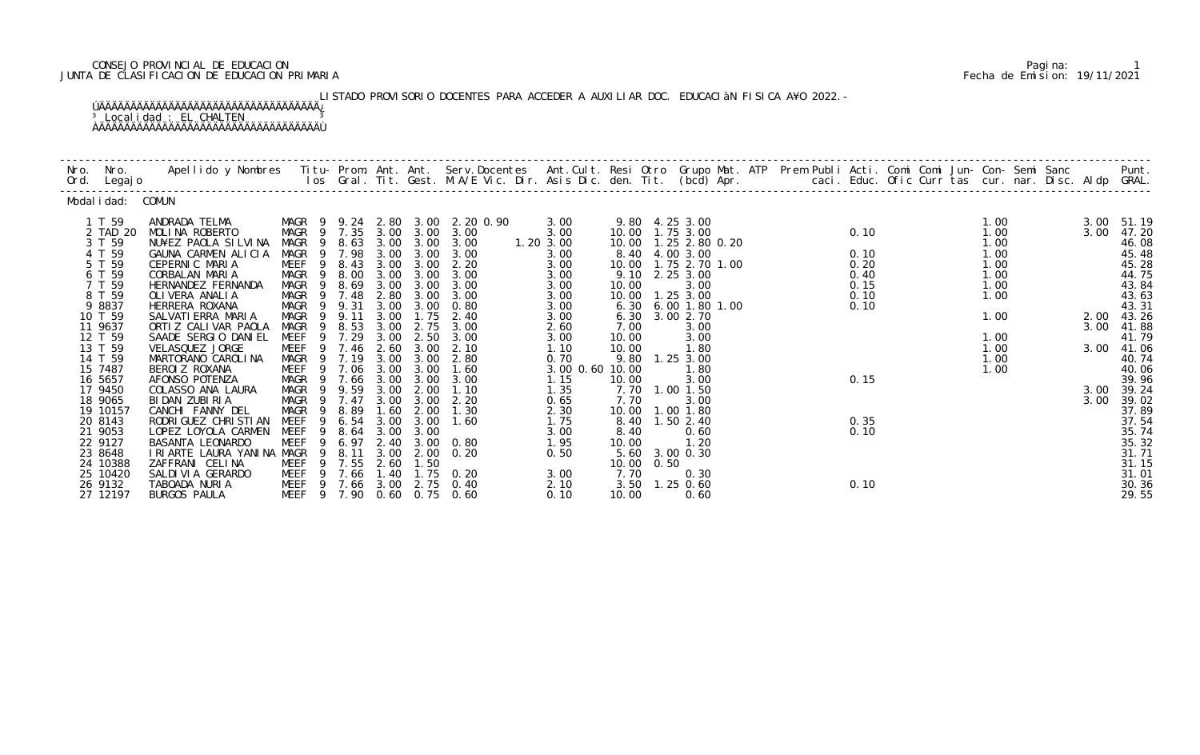CONSEJO PROVINCIAL DE EDUCACION
JUNTA DE CLASIFICACION DE EDUCACION PRIMARIA

Fecha de Emision: 19/11/2021

LISTADO PROVISORIO DOCENTES PARA ACCEDER A AUXILIAR DOC. EDUCACIàN FISICA A¥O 2022.-

Localidad : EL CHALTEN

Modalidad: COMUN

| Nro. Ord. | Nro. Legajo | Apellido y Nombres | Titulos | Prom. Gral. | Ant. Tit. | Ant. Gest. | Serv.Docentes M.A/E | Vic. | Dir. | Ant.Cult. Asis | Dic. | Resi den. | Otro Tit. | Grupo (bcd) | Mat. Apr. | ATP | Prem | Publi caci. | Acti. Educ. | Comi Ofic | Comi Curr | Jun-tas | Con-cur. | Semi nar. | Sanc Disc. | Aldp | Punt. GRAL. |
|---|---|---|---|---|---|---|---|---|---|---|---|---|---|---|---|---|---|---|---|---|---|---|---|---|---|---|---|
| 1 | T 59 | ANDRADA TELMA | MAGR 9 | 9.24 | 2.80 | 3.00 | 2.20 | 0.90 | | | 3.00 | 9.80 | 4.25 | 3.00 | | | | | | | | | 1.00 | | | 3.00 | 51.19 |
| 2 | TAD 20 | MOLINA ROBERTO | MAGR 9 | 7.35 | 3.00 | 3.00 | 3.00 | | | | 3.00 | 10.00 | 1.75 | 3.00 | | | | 0.10 | | | | | 1.00 | | | 3.00 | 47.20 |
| 3 | T 59 | NU¥EZ PAOLA SILVINA | MAGR 9 | 8.63 | 3.00 | 3.00 | 3.00 | | | 1.20 | 3.00 | 10.00 | 1.25 | 2.80 | 0.20 | | | | | | | | 1.00 | | | | 46.08 |
| 4 | T 59 | GAUNA CARMEN ALICIA | MAGR 9 | 7.98 | 3.00 | 3.00 | 3.00 | | | | 3.00 | 8.40 | 4.00 | 3.00 | | | | 0.10 | | | | | 1.00 | | | | 45.48 |
| 5 | T 59 | CEPERNIC MARIA | MEEF 9 | 8.43 | 3.00 | 3.00 | 2.20 | | | | 3.00 | 10.00 | 1.75 | 2.70 | 1.00 | | | 0.20 | | | | | 1.00 | | | | 45.28 |
| 6 | T 59 | CORBALAN MARIA | MAGR 9 | 8.00 | 3.00 | 3.00 | 3.00 | | | | 3.00 | 9.10 | 2.25 | 3.00 | | | | 0.40 | | | | | 1.00 | | | | 44.75 |
| 7 | T 59 | HERNANDEZ FERNANDA | MAGR 9 | 8.69 | 3.00 | 3.00 | 3.00 | | | | 3.00 | 10.00 | | 3.00 | | | | 0.15 | | | | | 1.00 | | | | 43.84 |
| 8 | T 59 | OLIVERA ANALIA | MAGR 9 | 7.48 | 2.80 | 3.00 | 3.00 | | | | 3.00 | 10.00 | 1.25 | 3.00 | | | | 0.10 | | | | | 1.00 | | | | 43.63 |
| 9 | 8837 | HERRERA ROXANA | MAGR 9 | 9.31 | 3.00 | 3.00 | 0.80 | | | | 3.00 | 6.30 | 6.00 | 1.80 | 1.00 | | | 0.10 | | | | | | | | | 43.31 |
| 10 | T 59 | SALVATIERRA MARIA | MAGR 9 | 9.11 | 3.00 | 1.75 | 2.40 | | | | 3.00 | 6.30 | 3.00 | 2.70 | | | | | | | | | 1.00 | | | 2.00 | 43.26 |
| 11 | 9637 | ORTIZ CALIVAR PAOLA | MAGR 9 | 8.53 | 3.00 | 2.75 | 3.00 | | | | 2.60 | 7.00 | | 3.00 | | | | | | | | | | | | 3.00 | 41.88 |
| 12 | T 59 | SAADE SERGIO DANIEL | MEEF 9 | 7.29 | 3.00 | 2.50 | 3.00 | | | | 3.00 | 10.00 | | 3.00 | | | | | | | | | 1.00 | | | | 41.79 |
| 13 | T 59 | VELASQUEZ JORGE | MEEF 9 | 7.46 | 2.60 | 3.00 | 2.10 | | | | 1.10 | 10.00 | | 1.80 | | | | | | | | | 1.00 | | | 3.00 | 41.06 |
| 14 | T 59 | MARTORANO CAROLINA | MAGR 9 | 7.19 | 3.00 | 3.00 | 2.80 | | | | 0.70 | 9.80 | 1.25 | 3.00 | | | | | | | | | 1.00 | | | | 40.74 |
| 15 | 7487 | BEROIZ ROXANA | MEEF 9 | 7.06 | 3.00 | 3.00 | 1.60 | | | 3.00 | 0.60 | 10.00 | | 1.80 | | | | | | | | | 1.00 | | | | 40.06 |
| 16 | 5657 | AFONSO POTENZA | MAGR 9 | 7.66 | 3.00 | 3.00 | 3.00 | | | | 1.15 | 10.00 | | 3.00 | | | | 0.15 | | | | | | | | | 39.96 |
| 17 | 9450 | COLASSO ANA LAURA | MAGR 9 | 9.59 | 3.00 | 2.00 | 1.10 | | | | 1.35 | 7.70 | 1.00 | 1.50 | | | | | | | | | | | | 3.00 | 39.24 |
| 18 | 9065 | BIDAN ZUBIRIA | MAGR 9 | 7.47 | 3.00 | 3.00 | 2.20 | | | | 0.65 | 7.70 | | 3.00 | | | | | | | | | | | | 3.00 | 39.02 |
| 19 | 10157 | CANCHI FANNY DEL | MAGR 9 | 8.89 | 1.60 | 2.00 | 1.30 | | | | 2.30 | 10.00 | 1.00 | 1.80 | | | | | | | | | | | | | 37.89 |
| 20 | 8143 | RODRIGUEZ CHRISTIAN | MEEF 9 | 6.54 | 3.00 | 3.00 | 1.60 | | | | 1.75 | 8.40 | 1.50 | 2.40 | | | | 0.35 | | | | | | | | | 37.54 |
| 21 | 9053 | LOPEZ LOYOLA CARMEN | MEEF 9 | 8.64 | 3.00 | 3.00 | | | | | 3.00 | 8.40 | | 0.60 | | | | 0.10 | | | | | | | | | 35.74 |
| 22 | 9127 | BASANTA LEONARDO | MEEF 9 | 6.97 | 2.40 | 3.00 | 0.80 | | | | 1.95 | 10.00 | | 1.20 | | | | | | | | | | | | | 35.32 |
| 23 | 8648 | IRIARTE LAURA YANINA | MAGR 9 | 8.11 | 3.00 | 2.00 | 0.20 | | | | 0.50 | 5.60 | 3.00 | 0.30 | | | | | | | | | | | | | 31.71 |
| 24 | 10388 | ZAFFRANI CELINA | MEEF 9 | 7.55 | 2.60 | 1.50 | | | | | | 10.00 | 0.50 | | | | | | | | | | | | | | 31.15 |
| 25 | 10420 | SALDIVIA GERARDO | MEEF 9 | 7.66 | 1.40 | 1.75 | 0.20 | | | | 3.00 | 7.70 | | 0.30 | | | | | | | | | | | | | 31.01 |
| 26 | 9132 | TABOADA NURIA | MEEF 9 | 7.66 | 3.00 | 2.75 | 0.40 | | | | 2.10 | 3.50 | 1.25 | 0.60 | | | | 0.10 | | | | | | | | | 30.36 |
| 27 | 12197 | BURGOS PAULA | MEEF 9 | 7.90 | 0.60 | 0.75 | 0.60 | | | | 0.10 | 10.00 | | 0.60 | | | | | | | | | | | | | 29.55 |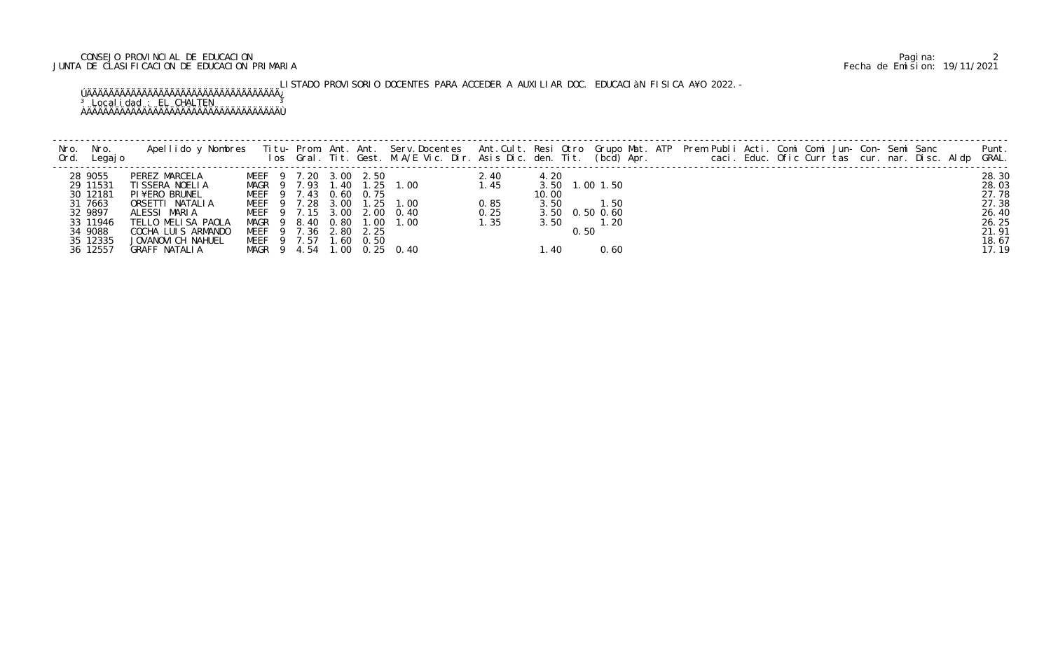LISTADO PROVISORIO DOCENTES PARA ACCEDER A AUXILIAR DOC. EDUCACIÀN FISICA A¥O 2022.-

Localidad : EL CHALTEN

| Nro. Ord. | Nro. Legajo | Apellido y Nombres | Titu-los | Prom. Gral. | Ant. Tit. | Ant. Gest. | Serv.Docentes M.A/E Vic. Dir. | Ant.Cult. Asis | Resi Dic. | Otro den. | Grupo Tit. | Mat. (bcd) | ATP Apr. | Prem | Publi caci. | Acti. Educ. | Comi Ofic | Comi Curr | Jun-tas | Con-cur. | Semi nar. | Sanc Disc. | Aldp | Punt. GRAL. |
|---|---|---|---|---|---|---|---|---|---|---|---|---|---|---|---|---|---|---|---|---|---|---|---|---|
| 28 | 9055 | PEREZ MARCELA | MEEF 9 | 7.20 | 3.00 | 2.50 | | 2.40 | 4.20 | | | | | | | | | | | | | | | 28.30 |
| 29 | 11531 | TISSERA NOELIA | MAGR 9 | 7.93 | 1.40 | 1.25 | 1.00 | 1.45 | 3.50 | | 1.00 | 1.50 | | | | | | | | | | | | 28.03 |
| 30 | 12181 | PI¥ERO BRUNEL | MEEF 9 | 7.43 | 0.60 | 0.75 | | | 10.00 | | | | | | | | | | | | | | | 27.78 |
| 31 | 7663 | ORSETTI NATALIA | MEEF 9 | 7.28 | 3.00 | 1.25 | 1.00 | 0.85 | 3.50 | | | 1.50 | | | | | | | | | | | | 27.38 |
| 32 | 9897 | ALESSI MARIA | MEEF 9 | 7.15 | 3.00 | 2.00 | 0.40 | 0.25 | 3.50 | | 0.50 | 0.60 | | | | | | | | | | | | 26.40 |
| 33 | 11946 | TELLO MELISA PAOLA | MAGR 9 | 8.40 | 0.80 | 1.00 | 1.00 | 1.35 | 3.50 | | | 1.20 | | | | | | | | | | | | 26.25 |
| 34 | 9088 | COCHA LUIS ARMANDO | MEEF 9 | 7.36 | 2.80 | 2.25 | | | | | 0.50 | | | | | | | | | | | | | 21.91 |
| 35 | 12335 | JOVANOVICH NAHUEL | MEEF 9 | 7.57 | 1.60 | 0.50 | | | | | | | | | | | | | | | | | | 18.67 |
| 36 | 12557 | GRAFF NATALIA | MAGR 9 | 4.54 | 1.00 | 0.25 | 0.40 | | 1.40 | | | 0.60 | | | | | | | | | | | | 17.19 |